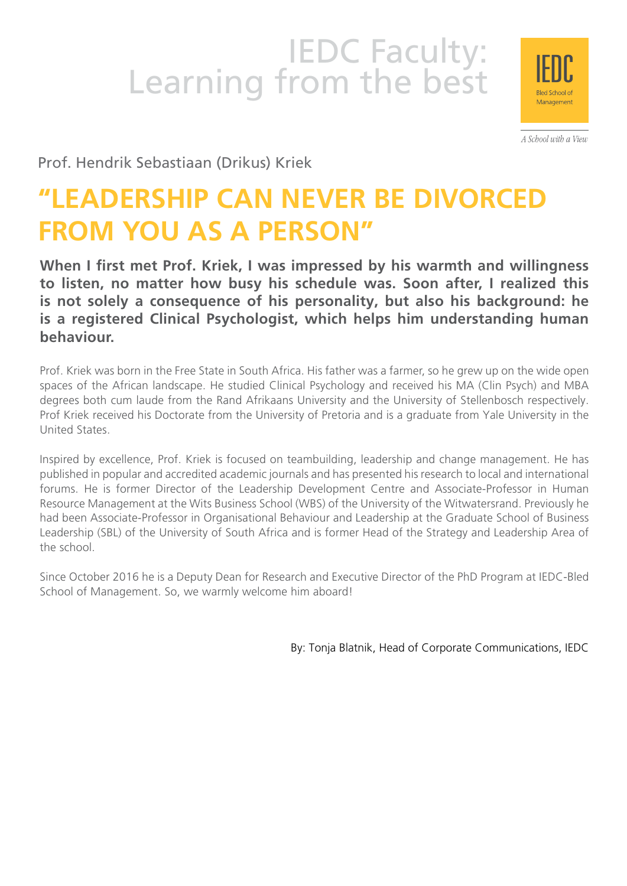# IEDC Faculty: Learning from the best

IEDC
Bled School of Management

*A School with a View*

Prof. Hendrik Sebastiaan (Drikus) Kriek

## "LEADERSHIP CAN NEVER BE DIVORCED FROM YOU AS A PERSON"

**When I first met Prof. Kriek, I was impressed by his warmth and willingness to listen, no matter how busy his schedule was. Soon after, I realized this is not solely a consequence of his personality, but also his background: he is a registered Clinical Psychologist, which helps him understanding human behaviour.**

Prof. Kriek was born in the Free State in South Africa. His father was a farmer, so he grew up on the wide open spaces of the African landscape. He studied Clinical Psychology and received his MA (Clin Psych) and MBA degrees both cum laude from the Rand Afrikaans University and the University of Stellenbosch respectively. Prof Kriek received his Doctorate from the University of Pretoria and is a graduate from Yale University in the United States.

Inspired by excellence, Prof. Kriek is focused on teambuilding, leadership and change management. He has published in popular and accredited academic journals and has presented his research to local and international forums. He is former Director of the Leadership Development Centre and Associate-Professor in Human Resource Management at the Wits Business School (WBS) of the University of the Witwatersrand. Previously he had been Associate-Professor in Organisational Behaviour and Leadership at the Graduate School of Business Leadership (SBL) of the University of South Africa and is former Head of the Strategy and Leadership Area of the school.

Since October 2016 he is a Deputy Dean for Research and Executive Director of the PhD Program at IEDC-Bled School of Management. So, we warmly welcome him aboard!

By: Tonja Blatnik, Head of Corporate Communications, IEDC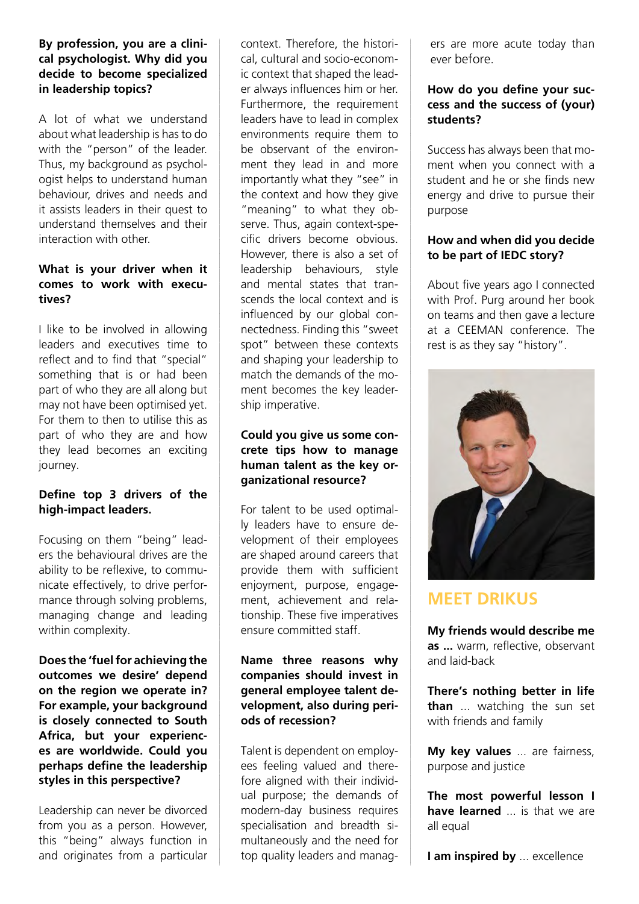**By profession, you are a clinical psychologist. Why did you decide to become specialized in leadership topics?**

A lot of what we understand about what leadership is has to do with the "person" of the leader. Thus, my background as psychologist helps to understand human behaviour, drives and needs and it assists leaders in their quest to understand themselves and their interaction with other.

**What is your driver when it comes to work with executives?**

I like to be involved in allowing leaders and executives time to reflect and to find that "special" something that is or had been part of who they are all along but may not have been optimised yet. For them to then to utilise this as part of who they are and how they lead becomes an exciting journey.

**Define top 3 drivers of the high-impact leaders.**

Focusing on them "being" leaders the behavioural drives are the ability to be reflexive, to communicate effectively, to drive performance through solving problems, managing change and leading within complexity.

**Does the 'fuel for achieving the outcomes we desire' depend on the region we operate in? For example, your background is closely connected to South Africa, but your experiences are worldwide. Could you perhaps define the leadership styles in this perspective?**

Leadership can never be divorced from you as a person. However, this "being" always function in and originates from a particular context. Therefore, the historical, cultural and socio-economic context that shaped the leader always influences him or her. Furthermore, the requirement leaders have to lead in complex environments require them to be observant of the environment they lead in and more importantly what they "see" in the context and how they give "meaning" to what they observe. Thus, again context-specific drivers become obvious. However, there is also a set of leadership behaviours, style and mental states that transcends the local context and is influenced by our global connectedness. Finding this "sweet spot" between these contexts and shaping your leadership to match the demands of the moment becomes the key leadership imperative.

**Could you give us some concrete tips how to manage human talent as the key organizational resource?**

For talent to be used optimally leaders have to ensure development of their employees are shaped around careers that provide them with sufficient enjoyment, purpose, engagement, achievement and relationship. These five imperatives ensure committed staff.

**Name three reasons why companies should invest in general employee talent development, also during periods of recession?**

Talent is dependent on employees feeling valued and therefore aligned with their individual purpose; the demands of modern-day business requires specialisation and breadth simultaneously and the need for top quality leaders and managers are more acute today than ever before.

**How do you define your success and the success of (your) students?**

Success has always been that moment when you connect with a student and he or she finds new energy and drive to pursue their purpose

**How and when did you decide to be part of IEDC story?**

About five years ago I connected with Prof. Purg around her book on teams and then gave a lecture at a CEEMAN conference. The rest is as they say "history".

## MEET DRIKUS

**My friends would describe me as ...** warm, reflective, observant and laid-back

**There's nothing better in life than** ... watching the sun set with friends and family

**My key values** ... are fairness, purpose and justice

**The most powerful lesson I have learned** ... is that we are all equal

**I am inspired by** ... excellence